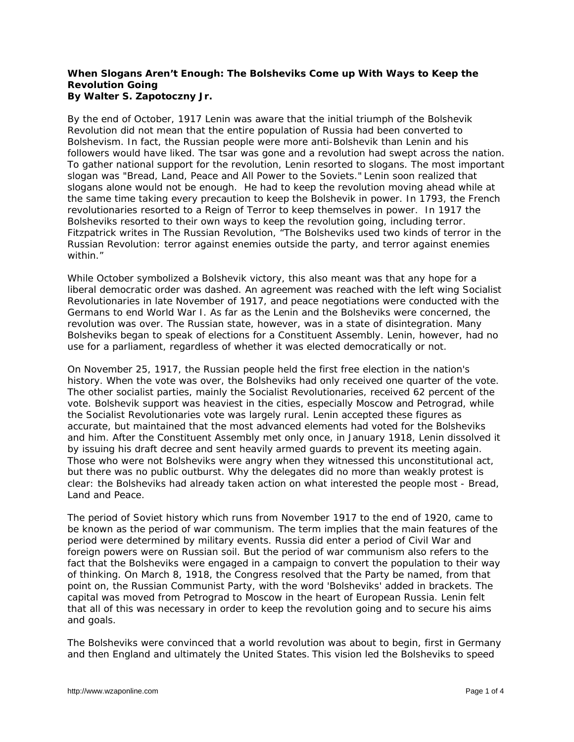**When Slogans Aren't Enough: The Bolsheviks Come up With Ways to Keep the Revolution Going**
**By Walter S. Zapotoczny Jr.**

By the end of October, 1917 Lenin was aware that the initial triumph of the Bolshevik Revolution did not mean that the entire population of Russia had been converted to Bolshevism. In fact, the Russian people were more anti-Bolshevik than Lenin and his followers would have liked. The tsar was gone and a revolution had swept across the nation. To gather national support for the revolution, Lenin resorted to slogans. The most important slogan was "Bread, Land, Peace and All Power to the Soviets." Lenin soon realized that slogans alone would not be enough. He had to keep the revolution moving ahead while at the same time taking every precaution to keep the Bolshevik in power. In 1793, the French revolutionaries resorted to a Reign of Terror to keep themselves in power. In 1917 the Bolsheviks resorted to their own ways to keep the revolution going, including terror. Fitzpatrick writes in The Russian Revolution, "The Bolsheviks used two kinds of terror in the Russian Revolution: terror against enemies outside the party, and terror against enemies within."

While October symbolized a Bolshevik victory, this also meant was that any hope for a liberal democratic order was dashed. An agreement was reached with the left wing Socialist Revolutionaries in late November of 1917, and peace negotiations were conducted with the Germans to end World War I. As far as the Lenin and the Bolsheviks were concerned, the revolution was over. The Russian state, however, was in a state of disintegration. Many Bolsheviks began to speak of elections for a Constituent Assembly. Lenin, however, had no use for a parliament, regardless of whether it was elected democratically or not.

On November 25, 1917, the Russian people held the first free election in the nation's history. When the vote was over, the Bolsheviks had only received one quarter of the vote. The other socialist parties, mainly the Socialist Revolutionaries, received 62 percent of the vote. Bolshevik support was heaviest in the cities, especially Moscow and Petrograd, while the Socialist Revolutionaries vote was largely rural. Lenin accepted these figures as accurate, but maintained that the most advanced elements had voted for the Bolsheviks and him. After the Constituent Assembly met only once, in January 1918, Lenin dissolved it by issuing his draft decree and sent heavily armed guards to prevent its meeting again. Those who were not Bolsheviks were angry when they witnessed this unconstitutional act, but there was no public outburst. Why the delegates did no more than weakly protest is clear: the Bolsheviks had already taken action on what interested the people most - Bread, Land and Peace.

The period of Soviet history which runs from November 1917 to the end of 1920, came to be known as the period of war communism. The term implies that the main features of the period were determined by military events. Russia did enter a period of Civil War and foreign powers were on Russian soil. But the period of war communism also refers to the fact that the Bolsheviks were engaged in a campaign to convert the population to their way of thinking. On March 8, 1918, the Congress resolved that the Party be named, from that point on, the Russian Communist Party, with the word 'Bolsheviks' added in brackets. The capital was moved from Petrograd to Moscow in the heart of European Russia. Lenin felt that all of this was necessary in order to keep the revolution going and to secure his aims and goals.

The Bolsheviks were convinced that a world revolution was about to begin, first in Germany and then England and ultimately the United States. This vision led the Bolsheviks to speed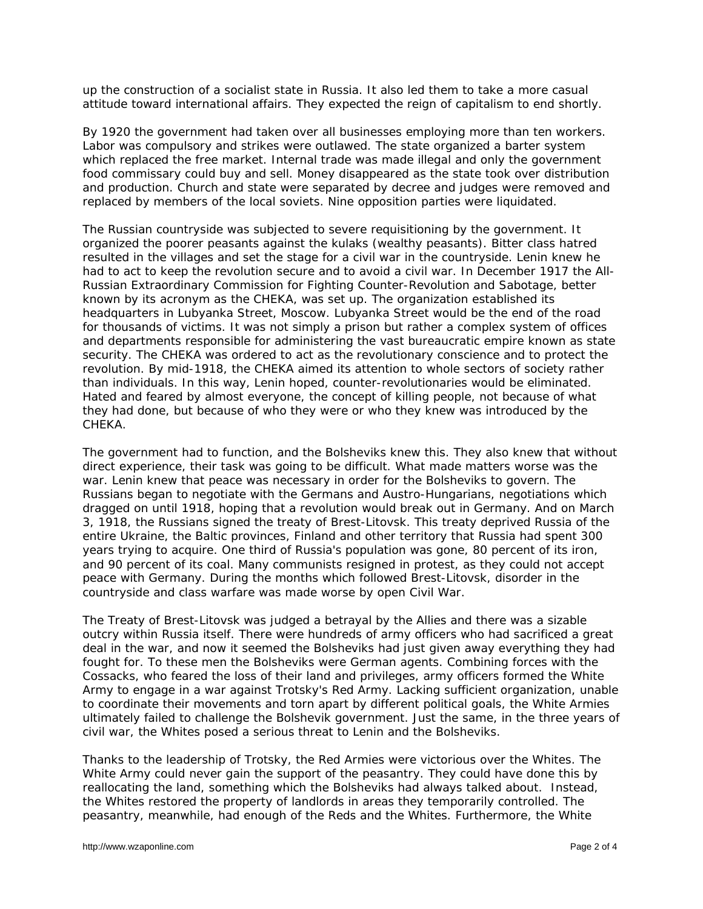up the construction of a socialist state in Russia. It also led them to take a more casual attitude toward international affairs. They expected the reign of capitalism to end shortly.

By 1920 the government had taken over all businesses employing more than ten workers. Labor was compulsory and strikes were outlawed. The state organized a barter system which replaced the free market. Internal trade was made illegal and only the government food commissary could buy and sell. Money disappeared as the state took over distribution and production. Church and state were separated by decree and judges were removed and replaced by members of the local soviets. Nine opposition parties were liquidated.

The Russian countryside was subjected to severe requisitioning by the government. It organized the poorer peasants against the kulaks (wealthy peasants). Bitter class hatred resulted in the villages and set the stage for a civil war in the countryside. Lenin knew he had to act to keep the revolution secure and to avoid a civil war. In December 1917 the All-Russian Extraordinary Commission for Fighting Counter-Revolution and Sabotage, better known by its acronym as the CHEKA, was set up. The organization established its headquarters in Lubyanka Street, Moscow. Lubyanka Street would be the end of the road for thousands of victims. It was not simply a prison but rather a complex system of offices and departments responsible for administering the vast bureaucratic empire known as state security. The CHEKA was ordered to act as the revolutionary conscience and to protect the revolution. By mid-1918, the CHEKA aimed its attention to whole sectors of society rather than individuals. In this way, Lenin hoped, counter-revolutionaries would be eliminated. Hated and feared by almost everyone, the concept of killing people, not because of what they had done, but because of who they were or who they knew was introduced by the CHEKA.

The government had to function, and the Bolsheviks knew this. They also knew that without direct experience, their task was going to be difficult. What made matters worse was the war. Lenin knew that peace was necessary in order for the Bolsheviks to govern. The Russians began to negotiate with the Germans and Austro-Hungarians, negotiations which dragged on until 1918, hoping that a revolution would break out in Germany. And on March 3, 1918, the Russians signed the treaty of Brest-Litovsk. This treaty deprived Russia of the entire Ukraine, the Baltic provinces, Finland and other territory that Russia had spent 300 years trying to acquire. One third of Russia's population was gone, 80 percent of its iron, and 90 percent of its coal. Many communists resigned in protest, as they could not accept peace with Germany. During the months which followed Brest-Litovsk, disorder in the countryside and class warfare was made worse by open Civil War.

The Treaty of Brest-Litovsk was judged a betrayal by the Allies and there was a sizable outcry within Russia itself. There were hundreds of army officers who had sacrificed a great deal in the war, and now it seemed the Bolsheviks had just given away everything they had fought for. To these men the Bolsheviks were German agents. Combining forces with the Cossacks, who feared the loss of their land and privileges, army officers formed the White Army to engage in a war against Trotsky's Red Army. Lacking sufficient organization, unable to coordinate their movements and torn apart by different political goals, the White Armies ultimately failed to challenge the Bolshevik government. Just the same, in the three years of civil war, the Whites posed a serious threat to Lenin and the Bolsheviks.

Thanks to the leadership of Trotsky, the Red Armies were victorious over the Whites. The White Army could never gain the support of the peasantry. They could have done this by reallocating the land, something which the Bolsheviks had always talked about. Instead, the Whites restored the property of landlords in areas they temporarily controlled. The peasantry, meanwhile, had enough of the Reds and the Whites. Furthermore, the White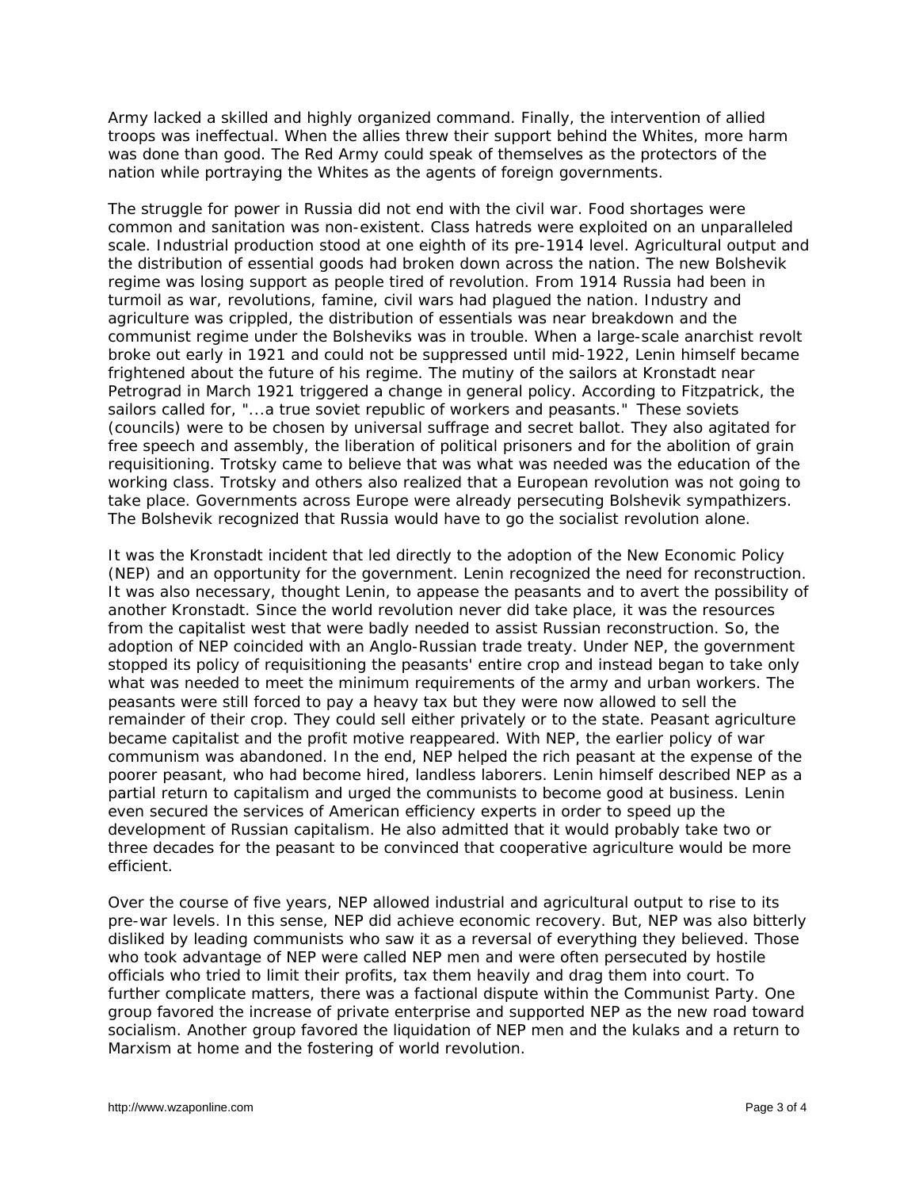Army lacked a skilled and highly organized command. Finally, the intervention of allied troops was ineffectual. When the allies threw their support behind the Whites, more harm was done than good. The Red Army could speak of themselves as the protectors of the nation while portraying the Whites as the agents of foreign governments.

The struggle for power in Russia did not end with the civil war. Food shortages were common and sanitation was non-existent. Class hatreds were exploited on an unparalleled scale. Industrial production stood at one eighth of its pre-1914 level. Agricultural output and the distribution of essential goods had broken down across the nation. The new Bolshevik regime was losing support as people tired of revolution. From 1914 Russia had been in turmoil as war, revolutions, famine, civil wars had plagued the nation. Industry and agriculture was crippled, the distribution of essentials was near breakdown and the communist regime under the Bolsheviks was in trouble. When a large-scale anarchist revolt broke out early in 1921 and could not be suppressed until mid-1922, Lenin himself became frightened about the future of his regime. The mutiny of the sailors at Kronstadt near Petrograd in March 1921 triggered a change in general policy. According to Fitzpatrick, the sailors called for, "...a true soviet republic of workers and peasants." These soviets (councils) were to be chosen by universal suffrage and secret ballot. They also agitated for free speech and assembly, the liberation of political prisoners and for the abolition of grain requisitioning. Trotsky came to believe that was what was needed was the education of the working class. Trotsky and others also realized that a European revolution was not going to take place. Governments across Europe were already persecuting Bolshevik sympathizers. The Bolshevik recognized that Russia would have to go the socialist revolution alone.

It was the Kronstadt incident that led directly to the adoption of the New Economic Policy (NEP) and an opportunity for the government. Lenin recognized the need for reconstruction. It was also necessary, thought Lenin, to appease the peasants and to avert the possibility of another Kronstadt. Since the world revolution never did take place, it was the resources from the capitalist west that were badly needed to assist Russian reconstruction. So, the adoption of NEP coincided with an Anglo-Russian trade treaty. Under NEP, the government stopped its policy of requisitioning the peasants' entire crop and instead began to take only what was needed to meet the minimum requirements of the army and urban workers. The peasants were still forced to pay a heavy tax but they were now allowed to sell the remainder of their crop. They could sell either privately or to the state. Peasant agriculture became capitalist and the profit motive reappeared. With NEP, the earlier policy of war communism was abandoned. In the end, NEP helped the rich peasant at the expense of the poorer peasant, who had become hired, landless laborers. Lenin himself described NEP as a partial return to capitalism and urged the communists to become good at business. Lenin even secured the services of American efficiency experts in order to speed up the development of Russian capitalism. He also admitted that it would probably take two or three decades for the peasant to be convinced that cooperative agriculture would be more efficient.

Over the course of five years, NEP allowed industrial and agricultural output to rise to its pre-war levels. In this sense, NEP did achieve economic recovery. But, NEP was also bitterly disliked by leading communists who saw it as a reversal of everything they believed. Those who took advantage of NEP were called NEP men and were often persecuted by hostile officials who tried to limit their profits, tax them heavily and drag them into court. To further complicate matters, there was a factional dispute within the Communist Party. One group favored the increase of private enterprise and supported NEP as the new road toward socialism. Another group favored the liquidation of NEP men and the kulaks and a return to Marxism at home and the fostering of world revolution.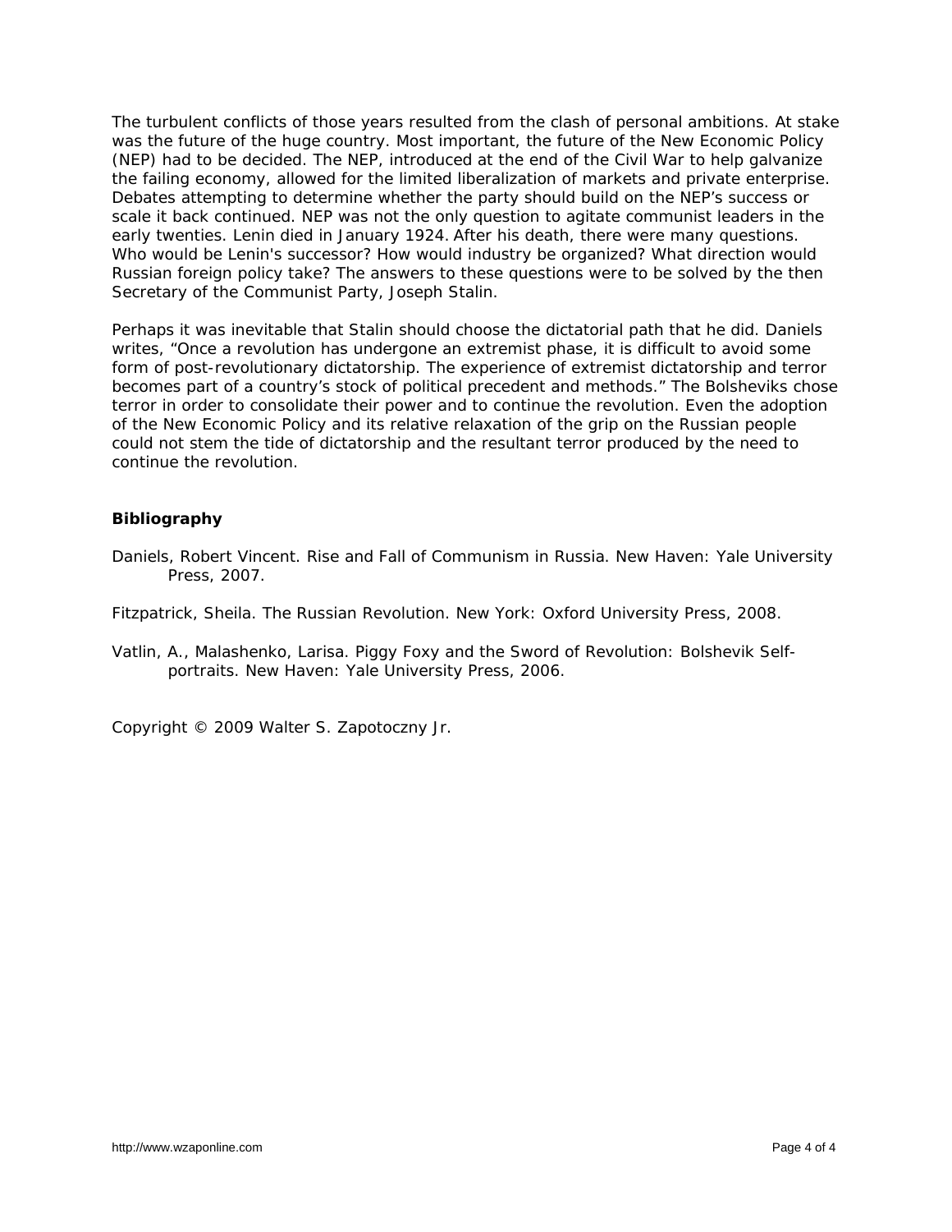The turbulent conflicts of those years resulted from the clash of personal ambitions. At stake was the future of the huge country. Most important, the future of the New Economic Policy (NEP) had to be decided. The NEP, introduced at the end of the Civil War to help galvanize the failing economy, allowed for the limited liberalization of markets and private enterprise. Debates attempting to determine whether the party should build on the NEP's success or scale it back continued. NEP was not the only question to agitate communist leaders in the early twenties. Lenin died in January 1924. After his death, there were many questions. Who would be Lenin's successor? How would industry be organized? What direction would Russian foreign policy take? The answers to these questions were to be solved by the then Secretary of the Communist Party, Joseph Stalin.

Perhaps it was inevitable that Stalin should choose the dictatorial path that he did. Daniels writes, "Once a revolution has undergone an extremist phase, it is difficult to avoid some form of post-revolutionary dictatorship. The experience of extremist dictatorship and terror becomes part of a country's stock of political precedent and methods." The Bolsheviks chose terror in order to consolidate their power and to continue the revolution. Even the adoption of the New Economic Policy and its relative relaxation of the grip on the Russian people could not stem the tide of dictatorship and the resultant terror produced by the need to continue the revolution.

**Bibliography**

Daniels, Robert Vincent. Rise and Fall of Communism in Russia. New Haven: Yale University Press, 2007.

Fitzpatrick, Sheila. The Russian Revolution. New York: Oxford University Press, 2008.

Vatlin, A., Malashenko, Larisa. Piggy Foxy and the Sword of Revolution: Bolshevik Self-portraits. New Haven: Yale University Press, 2006.

Copyright © 2009 Walter S. Zapotoczny Jr.